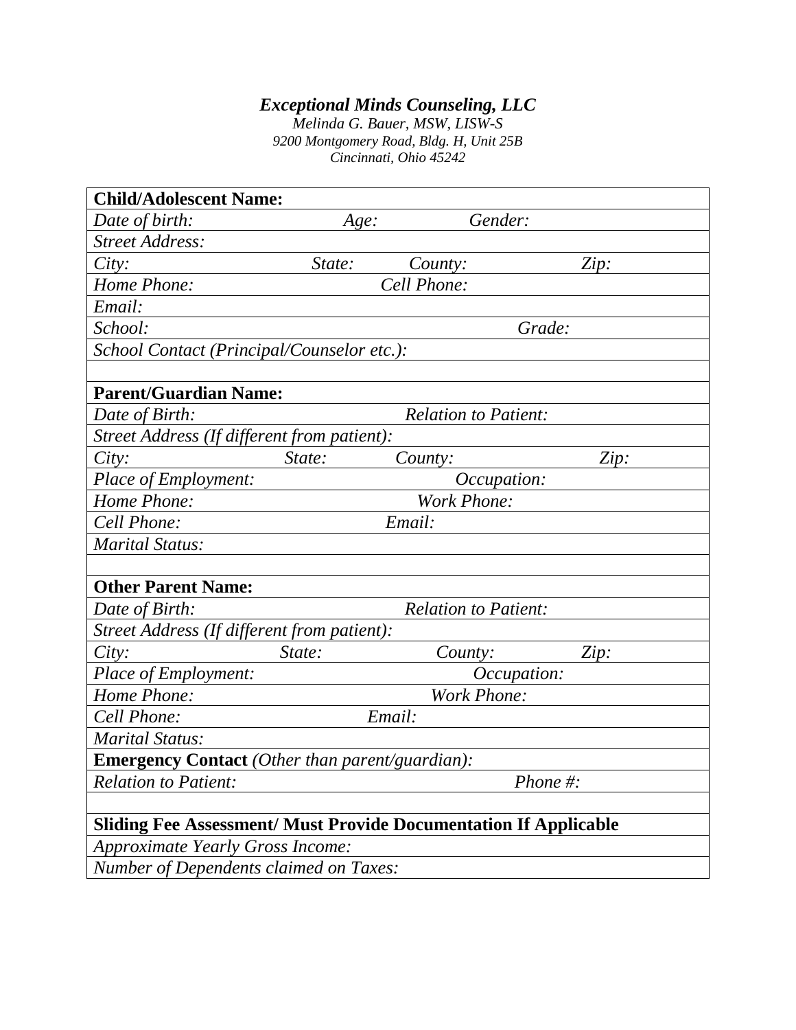***Exceptional Minds Counseling, LLC***

*Melinda G. Bauer, MSW, LISW-S*
*9200 Montgomery Road, Bldg. H, Unit 25B*
*Cincinnati, Ohio 45242*

| | | | |
|---|---|---|---|
| **Child/Adolescent Name:** | | | |
| *Date of birth:* | *Age:* | *Gender:* | |
| *Street Address:* | | | |
| *City:* | *State:* | *County:* | *Zip:* |
| *Home Phone:* | *Cell Phone:* | | |
| *Email:* | | | |
| *School:* | | *Grade:* | |
| *School Contact (Principal/Counselor etc.):* | | | |
| | | | |
| **Parent/Guardian Name:** | | | |
| *Date of Birth:* | *Relation to Patient:* | | |
| *Street Address (If different from patient):* | | | |
| *City:* | *State:* | *County:* | *Zip:* |
| *Place of Employment:* | *Occupation:* | | |
| *Home Phone:* | *Work Phone:* | | |
| *Cell Phone:* | *Email:* | | |
| *Marital Status:* | | | |
| | | | |
| **Other Parent Name:** | | | |
| *Date of Birth:* | *Relation to Patient:* | | |
| *Street Address (If different from patient):* | | | |
| *City:* | *State:* | *County:* | *Zip:* |
| *Place of Employment:* | *Occupation:* | | |
| *Home Phone:* | *Work Phone:* | | |
| *Cell Phone:* | *Email:* | | |
| *Marital Status:* | | | |
| **Emergency Contact** *(Other than parent/guardian):* | | | |
| *Relation to Patient:* | | *Phone #:* | |
| | | | |
| **Sliding Fee Assessment/ Must Provide Documentation If Applicable** | | | |
| *Approximate Yearly Gross Income:* | | | |
| *Number of Dependents claimed on Taxes:* | | | |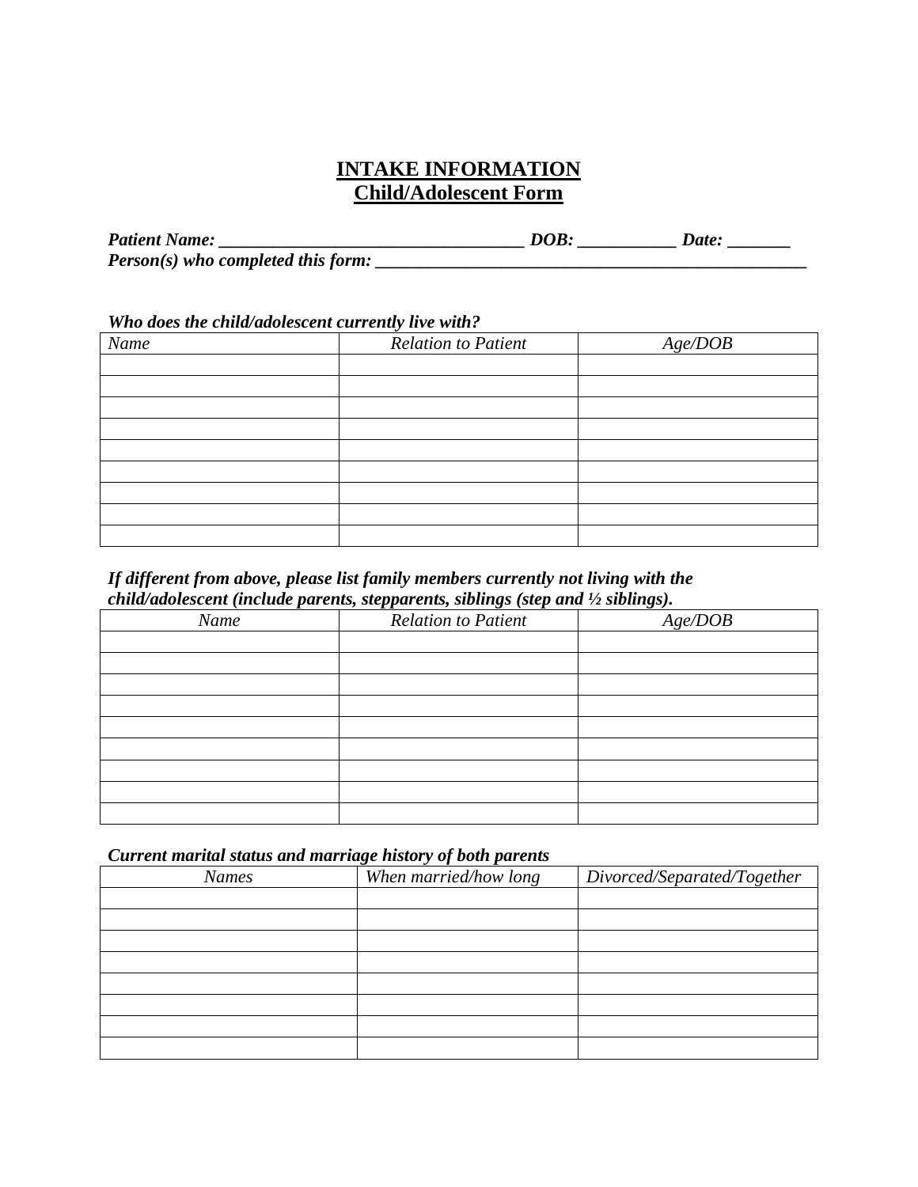# INTAKE INFORMATION
## Child/Adolescent Form

***Patient Name: ___________________________________ DOB: ___________ Date: _______***
***Person(s) who completed this form: ________________________________________________***

***Who does the child/adolescent currently live with?***

| *Name* | *Relation to Patient* | *Age/DOB* |
|---|---|---|
| | | |
| | | |
| | | |
| | | |
| | | |
| | | |
| | | |
| | | |
| | | |

***If different from above, please list family members currently not living with the child/adolescent (include parents, stepparents, siblings (step and ½ siblings).***

| *Name* | *Relation to Patient* | *Age/DOB* |
|---|---|---|
| | | |
| | | |
| | | |
| | | |
| | | |
| | | |
| | | |
| | | |
| | | |

***Current marital status and marriage history of both parents***

| *Names* | *When married/how long* | *Divorced/Separated/Together* |
|---|---|---|
| | | |
| | | |
| | | |
| | | |
| | | |
| | | |
| | | |
| | | |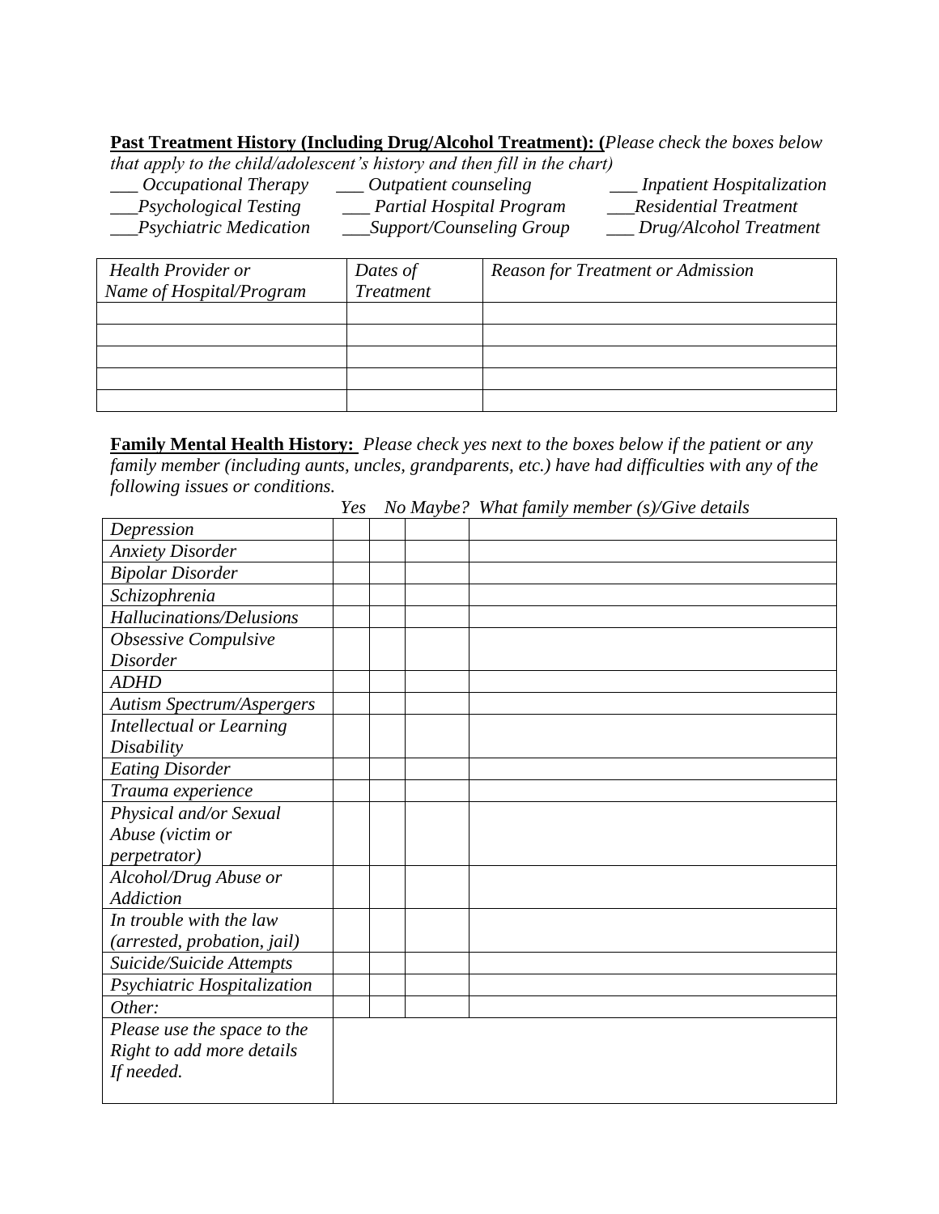**Past Treatment History (Including Drug/Alcohol Treatment): (***Please check the boxes below that apply to the child/adolescent's history and then fill in the chart)*

*___ Occupational Therapy* *___ Outpatient counseling* *___ Inpatient Hospitalization*
*___Psychological Testing* *___ Partial Hospital Program* *___Residential Treatment*
*___Psychiatric Medication* *___Support/Counseling Group* *___ Drug/Alcohol Treatment*

| *Health Provider or Name of Hospital/Program* | *Dates of Treatment* | *Reason for Treatment or Admission* |
|---|---|---|
| | | |
| | | |
| | | |
| | | |
| | | |

**Family Mental Health History:** *Please check yes next to the boxes below if the patient or any family member (including aunts, uncles, grandparents, etc.) have had difficulties with any of the following issues or conditions.*

| | *Yes* | *No* | *Maybe?* | *What family member (s)/Give details* |
|---|---|---|---|---|
| *Depression* | | | | |
| *Anxiety Disorder* | | | | |
| *Bipolar Disorder* | | | | |
| *Schizophrenia* | | | | |
| *Hallucinations/Delusions* | | | | |
| *Obsessive Compulsive Disorder* | | | | |
| *ADHD* | | | | |
| *Autism Spectrum/Aspergers* | | | | |
| *Intellectual or Learning Disability* | | | | |
| *Eating Disorder* | | | | |
| *Trauma experience* | | | | |
| *Physical and/or Sexual Abuse (victim or perpetrator)* | | | | |
| *Alcohol/Drug Abuse or Addiction* | | | | |
| *In trouble with the law (arrested, probation, jail)* | | | | |
| *Suicide/Suicide Attempts* | | | | |
| *Psychiatric Hospitalization* | | | | |
| *Other:* | | | | |
| *Please use the space to the Right to add more details If needed.* | | | | |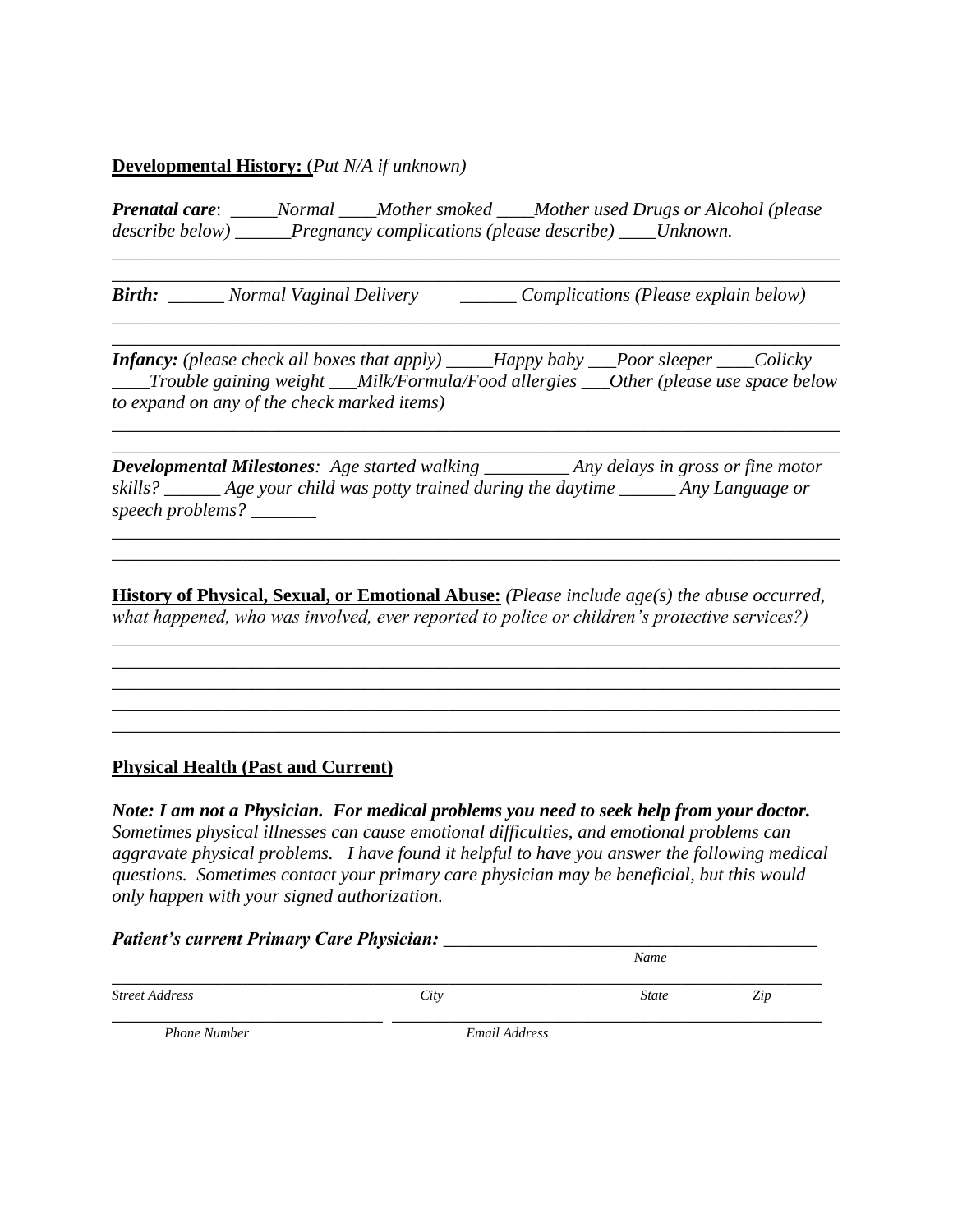**Developmental History:** (*Put N/A if unknown)*

***Prenatal care***: _____*Normal* ____*Mother smoked* ____*Mother used Drugs or Alcohol (please describe below)* ______*Pregnancy complications (please describe)* ____*Unknown.*

_______________________________________________________________________________
_______________________________________________________________________________

***Birth:*** ______ *Normal Vaginal Delivery* ______ *Complications (Please explain below)*

_______________________________________________________________________________
_______________________________________________________________________________

***Infancy:*** *(please check all boxes that apply)* _____*Happy baby* ___*Poor sleeper* ____*Colicky* ____*Trouble gaining weight* ___*Milk/Formula/Food allergies* ___*Other (please use space below to expand on any of the check marked items)*

_______________________________________________________________________________
_______________________________________________________________________________

***Developmental Milestones****: Age started walking* _________ *Any delays in gross or fine motor skills?* ______ *Age your child was potty trained during the daytime* ______ *Any Language or speech problems?* _______

_______________________________________________________________________________
_______________________________________________________________________________

**History of Physical, Sexual, or Emotional Abuse:** *(Please include age(s) the abuse occurred, what happened, who was involved, ever reported to police or children's protective services?)*

_______________________________________________________________________________
_______________________________________________________________________________
_______________________________________________________________________________
_______________________________________________________________________________
_______________________________________________________________________________

**Physical Health (Past and Current)**

***Note: I am not a Physician. For medical problems you need to seek help from your doctor.*** *Sometimes physical illnesses can cause emotional difficulties, and emotional problems can aggravate physical problems. I have found it helpful to have you answer the following medical questions. Sometimes contact your primary care physician may be beneficial, but this would only happen with your signed authorization.*

***Patient's current Primary Care Physician:*** ________________________________________
*Name*

_______________________________________________________________________________
*Street Address* *City* *State* *Zip*

_______________________________________________________________________________
*Phone Number* *Email Address*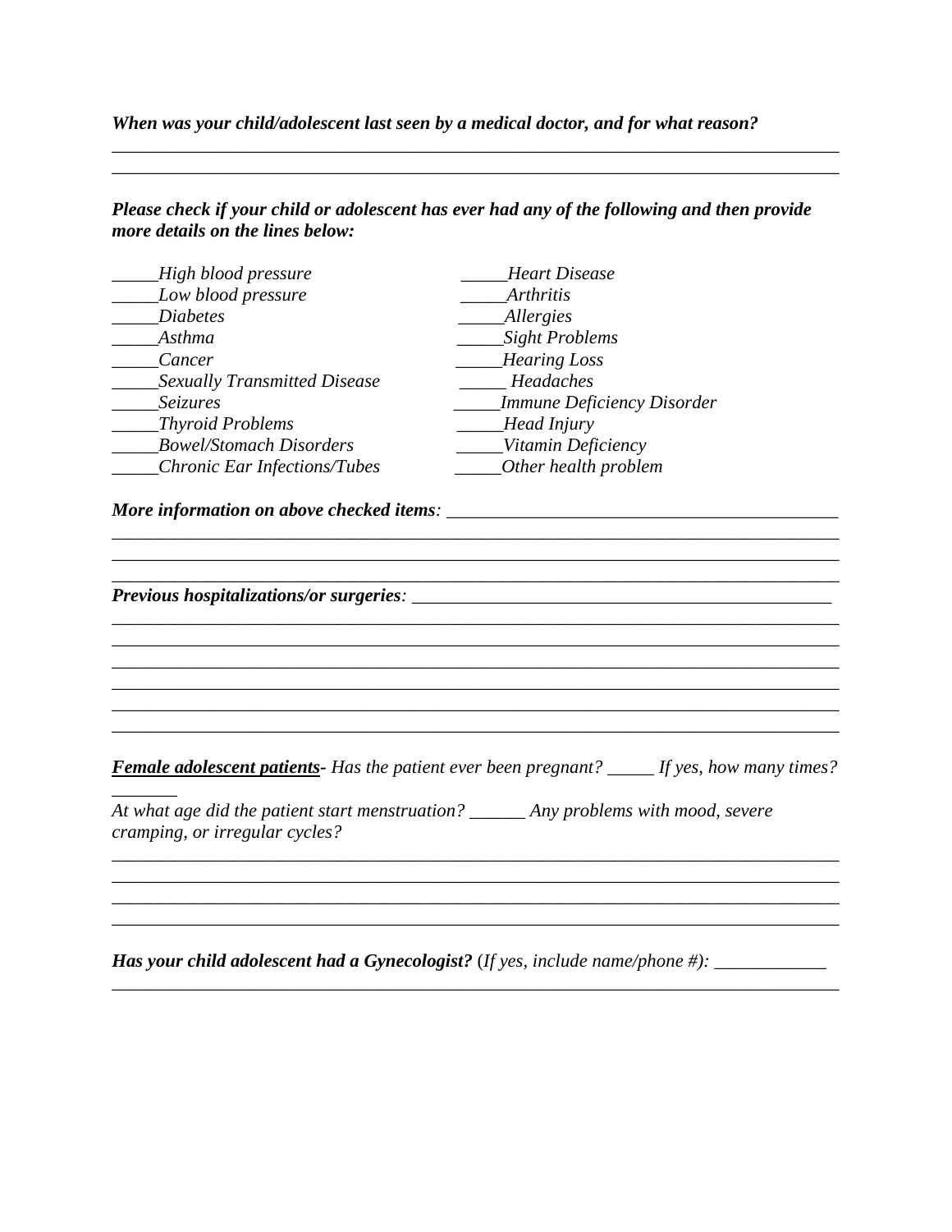***When was your child/adolescent last seen by a medical doctor, and for what reason?***

_______________________________________________________________________________
_______________________________________________________________________________

***Please check if your child or adolescent has ever had any of the following and then provide more details on the lines below:***

| | |
|---|---|
| _____*High blood pressure* | _____*Heart Disease* |
| _____*Low blood pressure* | _____*Arthritis* |
| _____*Diabetes* | _____*Allergies* |
| _____*Asthma* | _____*Sight Problems* |
| _____*Cancer* | _____*Hearing Loss* |
| _____*Sexually Transmitted Disease* | _____ *Headaches* |
| _____*Seizures* | _____*Immune Deficiency Disorder* |
| _____*Thyroid Problems* | _____*Head Injury* |
| _____*Bowel/Stomach Disorders* | _____*Vitamin Deficiency* |
| _____*Chronic Ear Infections/Tubes* | _____*Other health problem* |

***More information on above checked items***: ___________________________________________
_______________________________________________________________________________
_______________________________________________________________________________
_______________________________________________________________________________

***Previous hospitalizations/or surgeries***: _____________________________________________
_______________________________________________________________________________
_______________________________________________________________________________
_______________________________________________________________________________
_______________________________________________________________________________
_______________________________________________________________________________
_______________________________________________________________________________

***Female adolescent patients***- *Has the patient ever been pregnant?* _____ *If yes, how many times?* _______

*At what age did the patient start menstruation?* ______ *Any problems with mood, severe cramping, or irregular cycles?*

_______________________________________________________________________________
_______________________________________________________________________________
_______________________________________________________________________________
_______________________________________________________________________________

***Has your child adolescent had a Gynecologist?*** (*If yes, include name/phone #*): ____________
_______________________________________________________________________________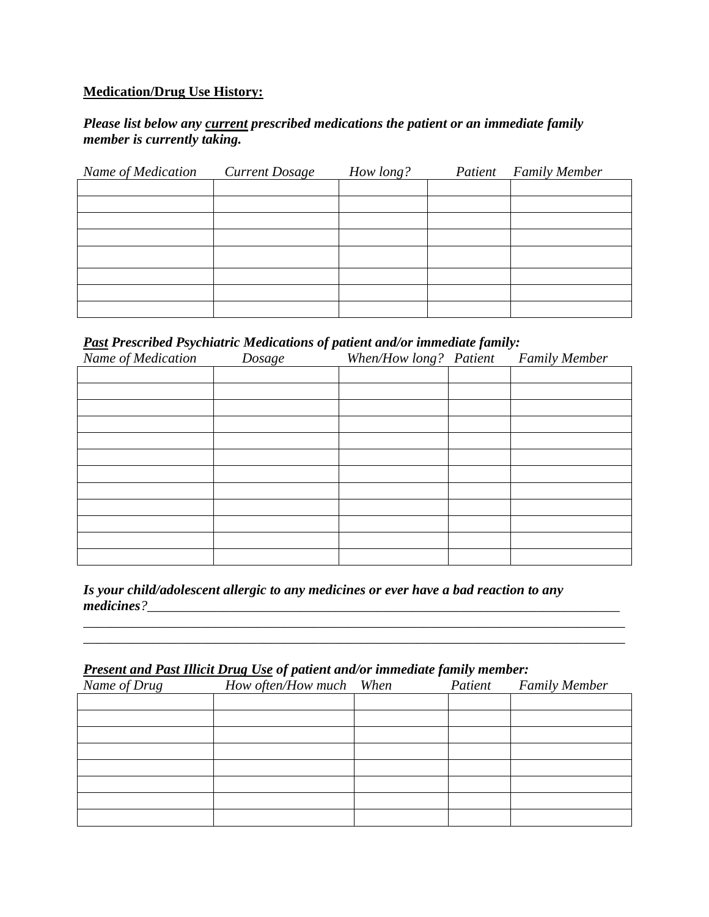**<u>Medication/Drug Use History:</u>**

***Please list below any <u>current</u> prescribed medications the patient or an immediate family member is currently taking.***

| *Name of Medication* | *Current Dosage* | *How long?* | *Patient* | *Family Member* |
|---|---|---|---|---|
| | | | | |
| | | | | |
| | | | | |
| | | | | |
| | | | | |
| | | | | |
| | | | | |
| | | | | |

***<u>Past</u> Prescribed Psychiatric Medications of patient and/or immediate family:***

| *Name of Medication* | *Dosage* | *When/How long?* | *Patient* | *Family Member* |
|---|---|---|---|---|
| | | | | |
| | | | | |
| | | | | |
| | | | | |
| | | | | |
| | | | | |
| | | | | |
| | | | | |
| | | | | |
| | | | | |
| | | | | |
| | | | | |

***Is your child/adolescent allergic to any medicines or ever have a bad reaction to any medicines****?*\_\_\_\_\_\_\_\_\_\_\_\_\_\_\_\_\_\_\_\_\_\_\_\_\_\_\_\_\_\_\_\_\_\_\_\_\_\_\_\_\_\_\_\_\_\_\_\_\_\_\_\_\_\_\_\_\_\_\_\_\_\_\_\_\_\_\_\_\_\_\_

\_\_\_\_\_\_\_\_\_\_\_\_\_\_\_\_\_\_\_\_\_\_\_\_\_\_\_\_\_\_\_\_\_\_\_\_\_\_\_\_\_\_\_\_\_\_\_\_\_\_\_\_\_\_\_\_\_\_\_\_\_\_\_\_\_\_\_\_\_\_\_\_\_\_\_\_\_\_\_\_

\_\_\_\_\_\_\_\_\_\_\_\_\_\_\_\_\_\_\_\_\_\_\_\_\_\_\_\_\_\_\_\_\_\_\_\_\_\_\_\_\_\_\_\_\_\_\_\_\_\_\_\_\_\_\_\_\_\_\_\_\_\_\_\_\_\_\_\_\_\_\_\_\_\_\_\_\_\_\_\_

***<u>Present and Past Illicit Drug Use</u> of patient and/or immediate family member:***

| *Name of Drug* | *How often/How much* | *When* | *Patient* | *Family Member* |
|---|---|---|---|---|
| | | | | |
| | | | | |
| | | | | |
| | | | | |
| | | | | |
| | | | | |
| | | | | |
| | | | | |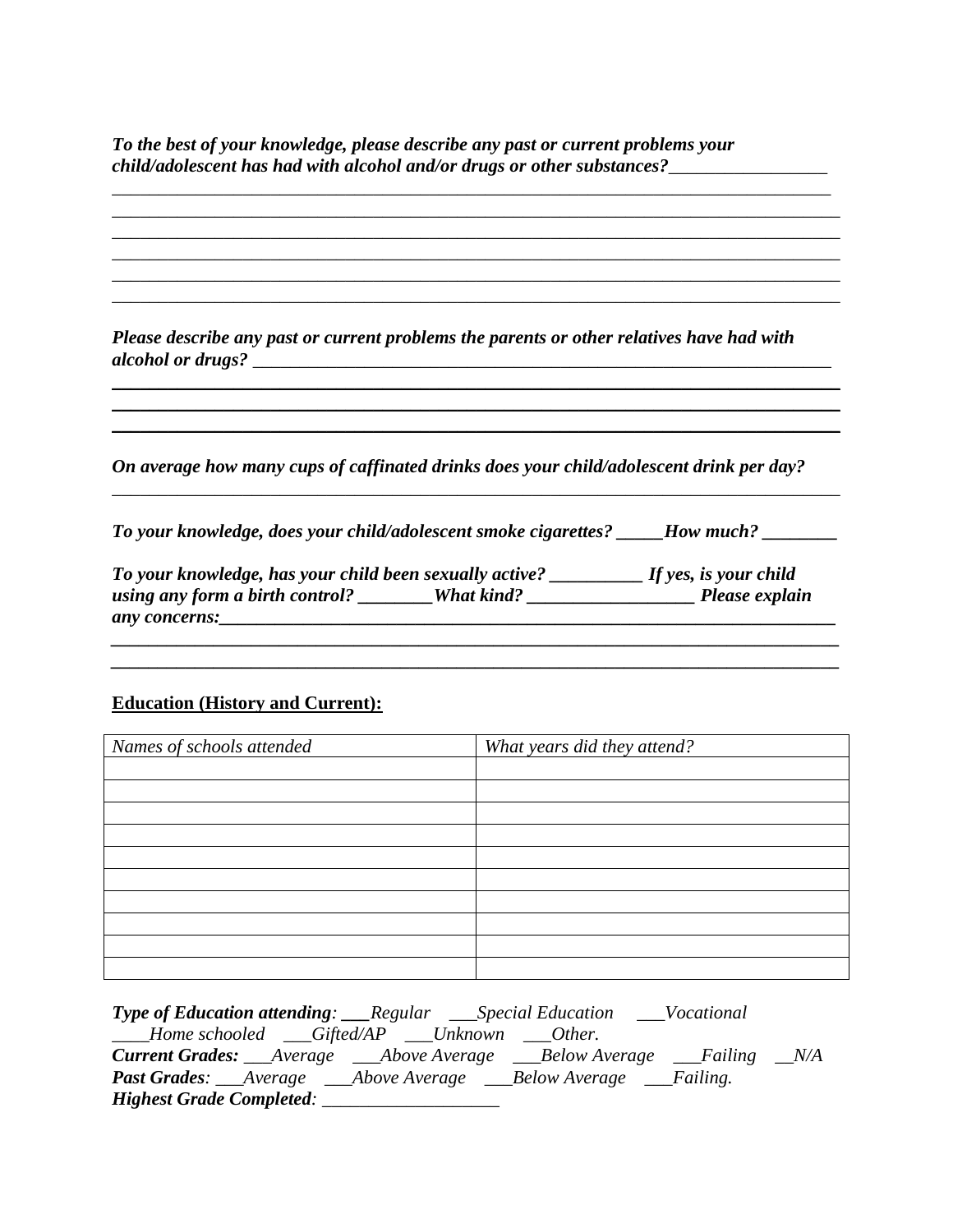***To the best of your knowledge, please describe any past or current problems your child/adolescent has had with alcohol and/or drugs or other substances?*___________________**

_____________________________________________________________________________
_____________________________________________________________________________
_____________________________________________________________________________
_____________________________________________________________________________
_____________________________________________________________________________
_____________________________________________________________________________

***Please describe any past or current problems the parents or other relatives have had with alcohol or drugs?*** _____________________________________________________________

_____________________________________________________________________________
_____________________________________________________________________________
_____________________________________________________________________________

***On average how many cups of caffinated drinks does your child/adolescent drink per day?***

_____________________________________________________________________________

***To your knowledge, does your child/adolescent smoke cigarettes? _____How much? ________***

***To your knowledge, has your child been sexually active? __________ If yes, is your child using any form a birth control? ________What kind? __________________ Please explain any concerns:______________________________________________________________***

_____________________________________________________________________________
_____________________________________________________________________________

**Education (History and Current):**

| *Names of schools attended* | *What years did they attend?* |
|---|---|
| | |
| | |
| | |
| | |
| | |
| | |
| | |
| | |
| | |
| | |

***Type of Education attending**: ___Regular ___Special Education ___Vocational ____Home schooled ___Gifted/AP ___Unknown ___Other.*

***Current Grades:** ___Average ___Above Average ___Below Average ___Failing __N/A*

***Past Grades**: ___Average ___Above Average ___Below Average ___Failing.*

***Highest Grade Completed**: ___________________*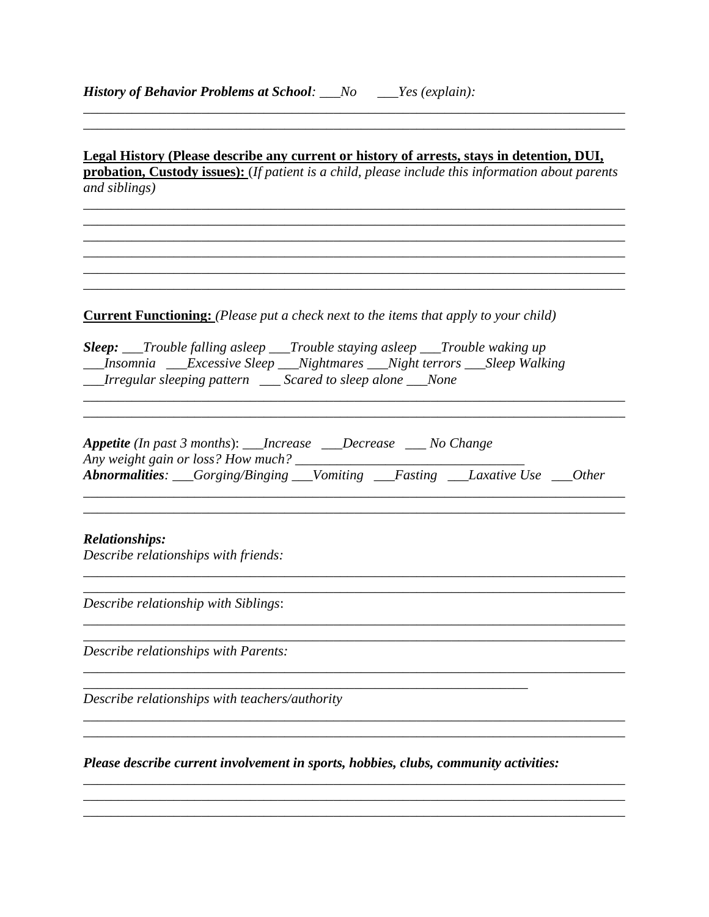***History of Behavior Problems at School**: ___No     ___Yes (explain):*

________________________________________________________________________________
________________________________________________________________________________

**Legal History (Please describe any current or history of arrests, stays in detention, DUI, probation, Custody issues):** (*If patient is a child, please include this information about parents and siblings)*

________________________________________________________________________________
________________________________________________________________________________
________________________________________________________________________________
________________________________________________________________________________
________________________________________________________________________________
________________________________________________________________________________

**Current Functioning:** *(Please put a check next to the items that apply to your child)*

***Sleep:** ___Trouble falling asleep ___Trouble staying asleep ___Trouble waking up*
*___Insomnia   ___Excessive Sleep ___Nightmares ___Night terrors ___Sleep Walking*
*___Irregular sleeping pattern   ___ Scared to sleep alone ___None*

________________________________________________________________________________
________________________________________________________________________________

***Appetite** (In past 3 months): ___Increase   ___Decrease   ___ No Change*
*Any weight gain or loss? How much?* ________________________________
***Abnormalities**: ___Gorging/Binging ___Vomiting   ___Fasting   ___Laxative Use   ___Other*

________________________________________________________________________________
________________________________________________________________________________

***Relationships:***
*Describe relationships with friends:*

________________________________________________________________________________
________________________________________________________________________________

*Describe relationship with Siblings*:

________________________________________________________________________________
________________________________________________________________________________

*Describe relationships with Parents:*

________________________________________________________________________________
______________________________________________________________________

*Describe relationships with teachers/authority*

________________________________________________________________________________
________________________________________________________________________________

***Please describe current involvement in sports, hobbies, clubs, community activities:***

________________________________________________________________________________
________________________________________________________________________________
________________________________________________________________________________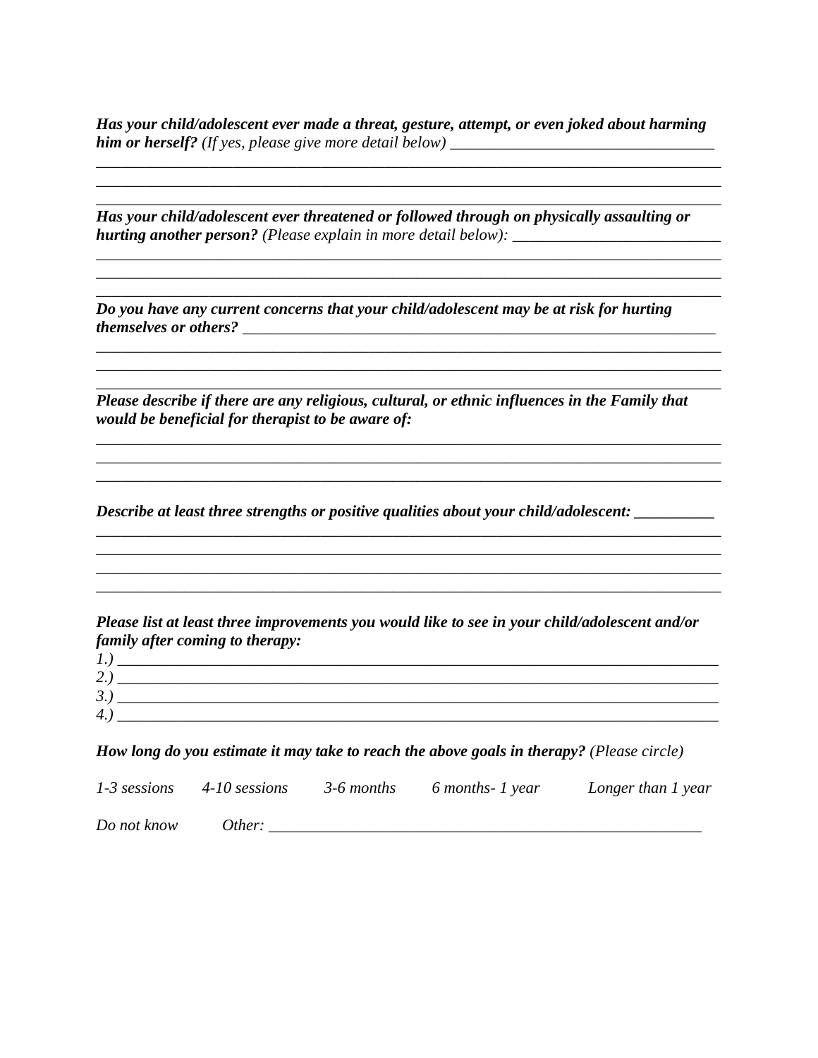***Has your child/adolescent ever made a threat, gesture, attempt, or even joked about harming him or herself?*** *(If yes, please give more detail below)* ___________________________________
______________________________________________________________________________
______________________________________________________________________________
______________________________________________________________________________

***Has your child/adolescent ever threatened or followed through on physically assaulting or hurting another person?*** *(Please explain in more detail below):* ___________________________
______________________________________________________________________________
______________________________________________________________________________
______________________________________________________________________________

***Do you have any current concerns that your child/adolescent may be at risk for hurting themselves or others?*** _______________________________________________________________
______________________________________________________________________________
______________________________________________________________________________
______________________________________________________________________________

***Please describe if there are any religious, cultural, or ethnic influences in the Family that would be beneficial for therapist to be aware of:***
______________________________________________________________________________
______________________________________________________________________________
______________________________________________________________________________

***Describe at least three strengths or positive qualities about your child/adolescent:*** __________
______________________________________________________________________________
______________________________________________________________________________
______________________________________________________________________________
______________________________________________________________________________

***Please list at least three improvements you would like to see in your child/adolescent and/or family after coming to therapy:***

*1.)* ____________________________________________________________________________
*2.)* ____________________________________________________________________________
*3.)* ____________________________________________________________________________
*4.)* ____________________________________________________________________________

***How long do you estimate it may take to reach the above goals in therapy?*** *(Please circle)*

*1-3 sessions* *4-10 sessions* *3-6 months* *6 months- 1 year* *Longer than 1 year*

*Do not know* *Other:* ______________________________________________________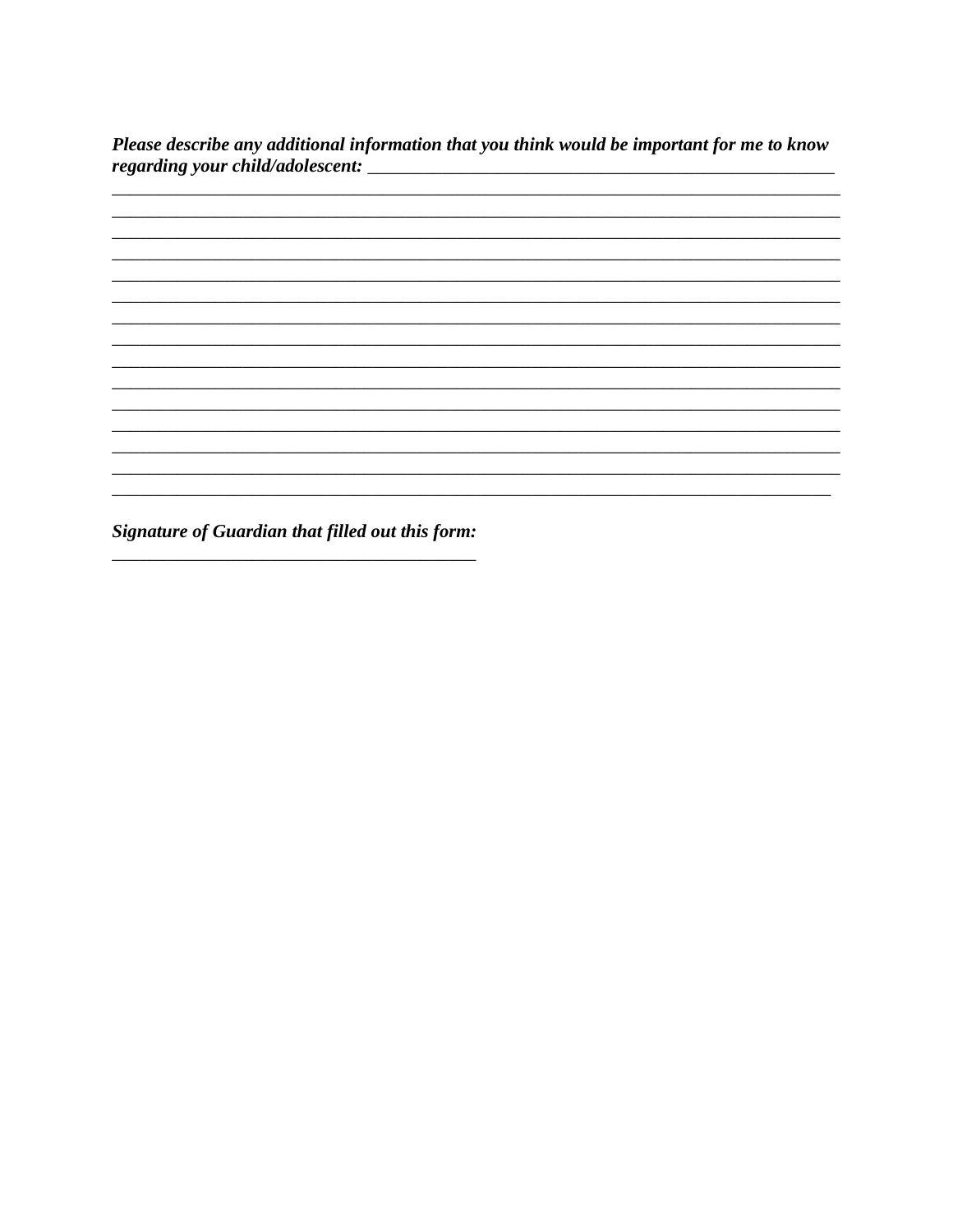***Please describe any additional information that you think would be important for me to know regarding your child/adolescent:*** ______________________________________________________
___________________________________________________________________________________
___________________________________________________________________________________
___________________________________________________________________________________
___________________________________________________________________________________
___________________________________________________________________________________
___________________________________________________________________________________
___________________________________________________________________________________
___________________________________________________________________________________
___________________________________________________________________________________
___________________________________________________________________________________
___________________________________________________________________________________
___________________________________________________________________________________
___________________________________________________________________________________
___________________________________________________________________________________
__________________________________________________________________________________

***Signature of Guardian that filled out this form:***
__________________________________________